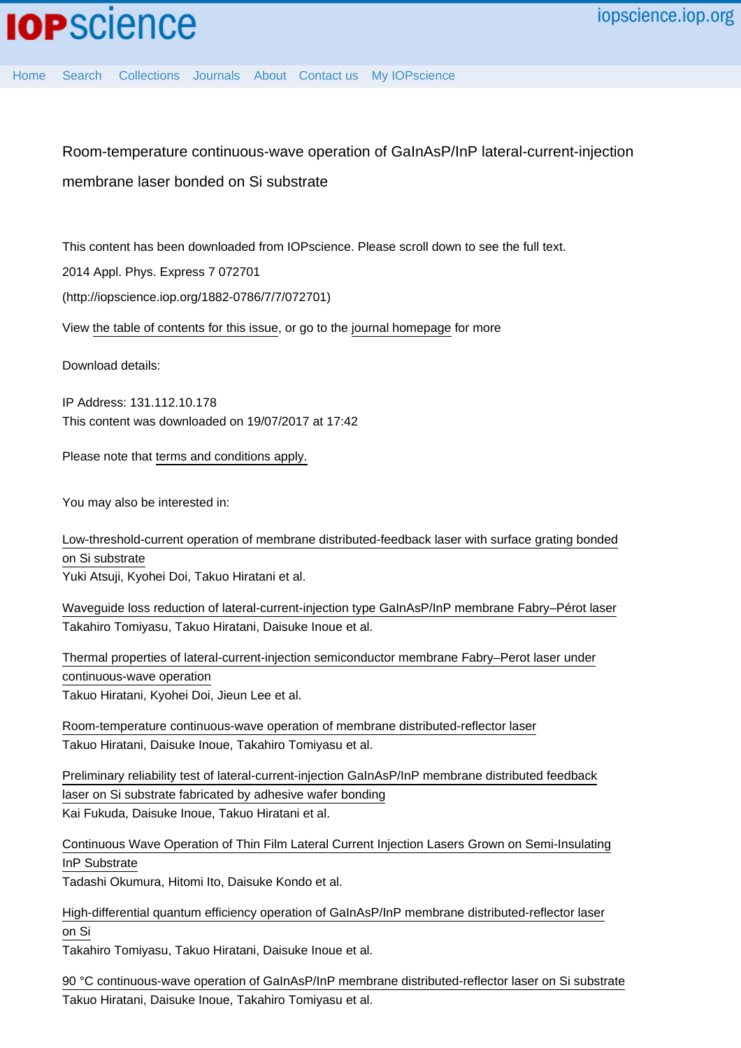# Room-temperature continuous-wave operation of GaInAsP/InP lateral-current-injection membrane laser bonded on Si substrate

This content has been downloaded from IOPscience. Please scroll down to see the full text.

2014 Appl. Phys. Express 7 072701

(http://iopscience.iop.org/1882-0786/7/7/072701)

View the table of contents for this issue, or go to the journal homepage for more

Download details:

IP Address: 131.112.10.178
This content was downloaded on 19/07/2017 at 17:42

Please note that terms and conditions apply.

You may also be interested in:

Low-threshold-current operation of membrane distributed-feedback laser with surface grating bonded on Si substrate
Yuki Atsuji, Kyohei Doi, Takuo Hiratani et al.

Waveguide loss reduction of lateral-current-injection type GaInAsP/InP membrane Fabry–Pérot laser
Takahiro Tomiyasu, Takuo Hiratani, Daisuke Inoue et al.

Thermal properties of lateral-current-injection semiconductor membrane Fabry–Perot laser under continuous-wave operation
Takuo Hiratani, Kyohei Doi, Jieun Lee et al.

Room-temperature continuous-wave operation of membrane distributed-reflector laser
Takuo Hiratani, Daisuke Inoue, Takahiro Tomiyasu et al.

Preliminary reliability test of lateral-current-injection GaInAsP/InP membrane distributed feedback laser on Si substrate fabricated by adhesive wafer bonding
Kai Fukuda, Daisuke Inoue, Takuo Hiratani et al.

Continuous Wave Operation of Thin Film Lateral Current Injection Lasers Grown on Semi-Insulating InP Substrate
Tadashi Okumura, Hitomi Ito, Daisuke Kondo et al.

High-differential quantum efficiency operation of GaInAsP/InP membrane distributed-reflector laser on Si
Takahiro Tomiyasu, Takuo Hiratani, Daisuke Inoue et al.

90 °C continuous-wave operation of GaInAsP/InP membrane distributed-reflector laser on Si substrate
Takuo Hiratani, Daisuke Inoue, Takahiro Tomiyasu et al.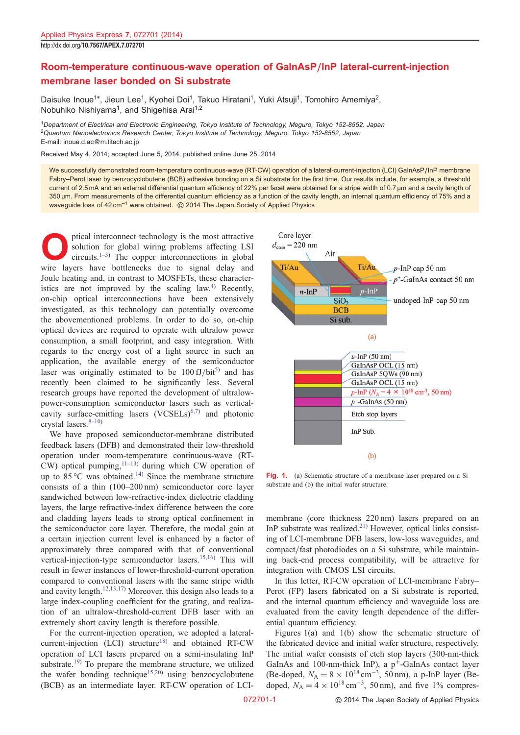# Room-temperature continuous-wave operation of GaInAsP/InP lateral-current-injection membrane laser bonded on Si substrate

Daisuke Inoue[1*], Jieun Lee[1], Kyohei Doi[1], Takuo Hiratani[1], Yuki Atsuji[1], Tomohiro Amemiya[2], Nobuhiko Nishiyama[1], and Shigehisa Arai[1,2]

[1]*Department of Electrical and Electronic Engineering, Tokyo Institute of Technology, Meguro, Tokyo 152-8552, Japan*
[2]*Quantum Nanoelectronics Research Center, Tokyo Institute of Technology, Meguro, Tokyo 152-8552, Japan*
E-mail: inoue.d.ac@m.titech.ac.jp

Received May 4, 2014; accepted June 5, 2014; published online June 25, 2014

We successfully demonstrated room-temperature continuous-wave (RT-CW) operation of a lateral-current-injection (LCI) GaInAsP/InP membrane Fabry–Perot laser by benzocyclobutene (BCB) adhesive bonding on a Si substrate for the first time. Our results include, for example, a threshold current of 2.5 mA and an external differential quantum efficiency of 22% per facet were obtained for a stripe width of 0.7 μm and a cavity length of 350 μm. From measurements of the differential quantum efficiency as a function of the cavity length, an internal quantum efficiency of 75% and a waveguide loss of 42 $cm^{-1}$ were obtained. © 2014 The Japan Society of Applied Physics

Optical interconnect technology is the most attractive solution for global wiring problems affecting LSI circuits.[1–3] The copper interconnections in global wire layers have bottlenecks due to signal delay and Joule heating and, in contrast to MOSFETs, these characteristics are not improved by the scaling law.[4] Recently, on-chip optical interconnections have been extensively investigated, as this technology can potentially overcome the abovementioned problems. In order to do so, on-chip optical devices are required to operate with ultralow power consumption, a small footprint, and easy integration. With regards to the energy cost of a light source in such an application, the available energy of the semiconductor laser was originally estimated to be 100 fJ/bit[5] and has recently been claimed to be significantly less. Several research groups have reported the development of ultralow-power-consumption semiconductor lasers such as vertical-cavity surface-emitting lasers (VCSELs)[6,7] and photonic crystal lasers.[8–10]

We have proposed semiconductor-membrane distributed feedback lasers (DFB) and demonstrated their low-threshold operation under room-temperature continuous-wave (RT-CW) optical pumping,[11–13] during which CW operation of up to 85 °C was obtained.[14] Since the membrane structure consists of a thin (100–200 nm) semiconductor core layer sandwiched between low-refractive-index dielectric cladding layers, the large refractive-index difference between the core and cladding layers leads to strong optical confinement in the semiconductor core layer. Therefore, the modal gain at a certain injection current level is enhanced by a factor of approximately three compared with that of conventional vertical-injection-type semiconductor lasers.[15,16] This will result in fewer instances of lower-threshold-current operation compared to conventional lasers with the same stripe width and cavity length.[12,13,17] Moreover, this design also leads to a large index-coupling coefficient for the grating, and realization of an ultralow-threshold-current DFB laser with an extremely short cavity length is therefore possible.

For the current-injection operation, we adopted a lateral-current-injection (LCI) structure[18] and obtained RT-CW operation of LCI lasers prepared on a semi-insulating InP substrate.[19] To prepare the membrane structure, we utilized the wafer bonding technique[15,20] using benzocyclobutene (BCB) as an intermediate layer. RT-CW operation of LCI-membrane (core thickness 220 nm) lasers prepared on an InP substrate was realized.[21] However, optical links consisting of LCI-membrane DFB lasers, low-loss waveguides, and compact/fast photodiodes on a Si substrate, while maintaining back-end process compatibility, will be attractive for integration with CMOS LSI circuits.

**Fig. 1.** (a) Schematic structure of a membrane laser prepared on a Si substrate and (b) the initial wafer structure.

In this letter, RT-CW operation of LCI-membrane Fabry–Perot (FP) lasers fabricated on a Si substrate is reported, and the internal quantum efficiency and waveguide loss are evaluated from the cavity length dependence of the differential quantum efficiency.

Figures 1(a) and 1(b) show the schematic structure of the fabricated device and initial wafer structure, respectively. The initial wafer consists of etch stop layers (300-nm-thick GaInAs and 100-nm-thick InP), a $p^+$-GaInAs contact layer (Be-doped, $N_A = 8 \times 10^{18}\,cm^{-3}$, 50 nm), a p-InP layer (Be-doped, $N_A = 4 \times 10^{18}\,cm^{-3}$, 50 nm), and five 1% compres-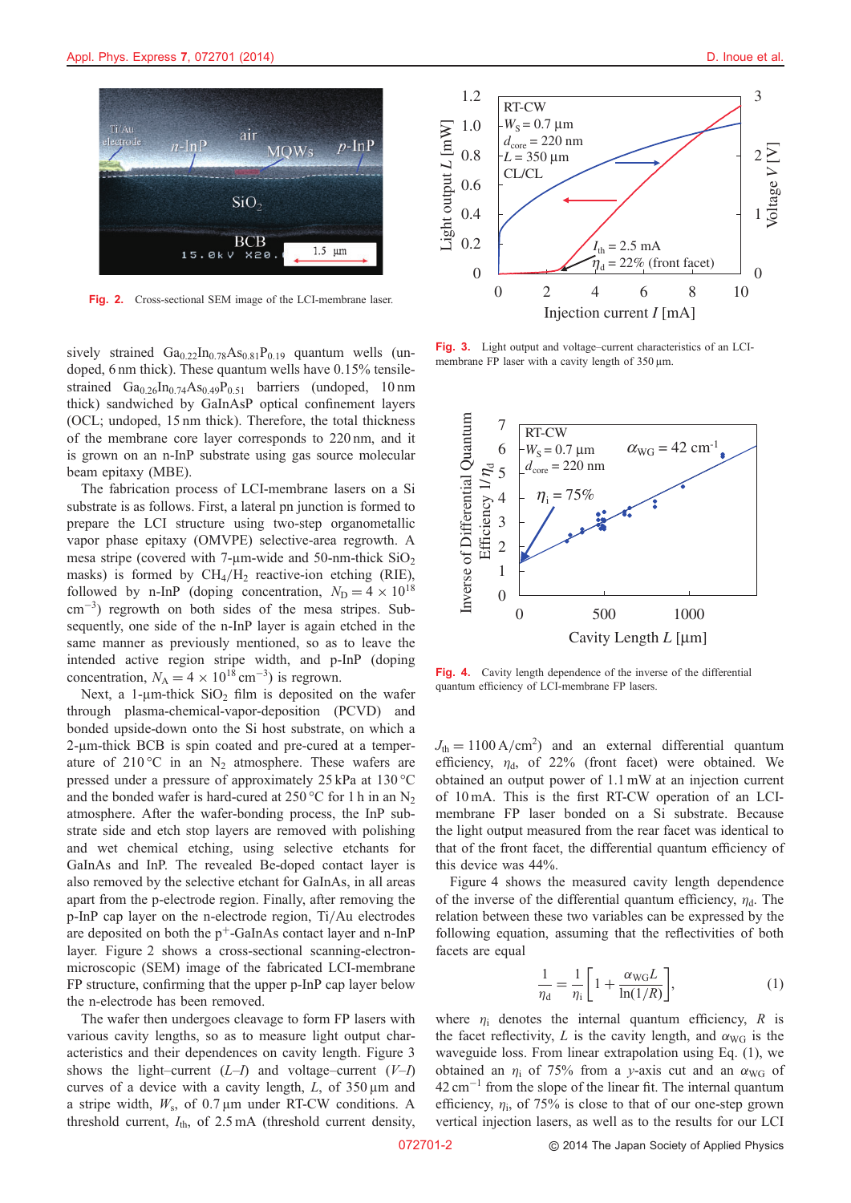Fig. 2. Cross-sectional SEM image of the LCI-membrane laser.

sively strained $Ga_{0.22}In_{0.78}As_{0.81}P_{0.19}$ quantum wells (undoped, 6 nm thick). These quantum wells have 0.15% tensile-strained $Ga_{0.26}In_{0.74}As_{0.49}P_{0.51}$ barriers (undoped, 10 nm thick) sandwiched by GaInAsP optical confinement layers (OCL; undoped, 15 nm thick). Therefore, the total thickness of the membrane core layer corresponds to 220 nm, and it is grown on an n-InP substrate using gas source molecular beam epitaxy (MBE).

The fabrication process of LCI-membrane lasers on a Si substrate is as follows. First, a lateral pn junction is formed to prepare the LCI structure using two-step organometallic vapor phase epitaxy (OMVPE) selective-area regrowth. A mesa stripe (covered with 7-µm-wide and 50-nm-thick $SiO_2$ masks) is formed by $CH_4/H_2$ reactive-ion etching (RIE), followed by n-InP (doping concentration, $N_D = 4 \times 10^{18}$ $cm^{-3}$) regrowth on both sides of the mesa stripes. Subsequently, one side of the n-InP layer is again etched in the same manner as previously mentioned, so as to leave the intended active region stripe width, and p-InP (doping concentration, $N_A = 4 \times 10^{18}$ $cm^{-3}$) is regrown.

Next, a 1-µm-thick $SiO_2$ film is deposited on the wafer through plasma-chemical-vapor-deposition (PCVD) and bonded upside-down onto the Si host substrate, on which a 2-µm-thick BCB is spin coated and pre-cured at a temperature of 210 °C in an $N_2$ atmosphere. These wafers are pressed under a pressure of approximately 25 kPa at 130 °C and the bonded wafer is hard-cured at 250 °C for 1 h in an $N_2$ atmosphere. After the wafer-bonding process, the InP substrate side and etch stop layers are removed with polishing and wet chemical etching, using selective etchants for GaInAs and InP. The revealed Be-doped contact layer is also removed by the selective etchant for GaInAs, in all areas apart from the p-electrode region. Finally, after removing the p-InP cap layer on the n-electrode region, Ti/Au electrodes are deposited on both the $p^+$-GaInAs contact layer and n-InP layer. Figure 2 shows a cross-sectional scanning-electron-microscopic (SEM) image of the fabricated LCI-membrane FP structure, confirming that the upper p-InP cap layer below the n-electrode has been removed.

The wafer then undergoes cleavage to form FP lasers with various cavity lengths, so as to measure light output characteristics and their dependences on cavity length. Figure 3 shows the light–current ($L$–$I$) and voltage–current ($V$–$I$) curves of a device with a cavity length, $L$, of 350 µm and a stripe width, $W_s$, of 0.7 µm under RT-CW conditions. A threshold current, $I_{th}$, of 2.5 mA (threshold current density, $J_{th} = 1100$ A/cm$^2$) and an external differential quantum efficiency, $\eta_d$, of 22% (front facet) were obtained. We obtained an output power of 1.1 mW at an injection current of 10 mA. This is the first RT-CW operation of an LCI-membrane FP laser bonded on a Si substrate. Because the light output measured from the rear facet was identical to that of the front facet, the differential quantum efficiency of this device was 44%.

Fig. 3. Light output and voltage–current characteristics of an LCI-membrane FP laser with a cavity length of 350 µm.

Fig. 4. Cavity length dependence of the inverse of the differential quantum efficiency of LCI-membrane FP lasers.

Figure 4 shows the measured cavity length dependence of the inverse of the differential quantum efficiency, $\eta_d$. The relation between these two variables can be expressed by the following equation, assuming that the reflectivities of both facets are equal

$$\frac{1}{\eta_d} = \frac{1}{\eta_i}\left[1 + \frac{\alpha_{WG} L}{\ln(1/R)}\right], \tag{1}$$

where $\eta_i$ denotes the internal quantum efficiency, $R$ is the facet reflectivity, $L$ is the cavity length, and $\alpha_{WG}$ is the waveguide loss. From linear extrapolation using Eq. (1), we obtained an $\eta_i$ of 75% from a $y$-axis cut and an $\alpha_{WG}$ of 42 cm$^{-1}$ from the slope of the linear fit. The internal quantum efficiency, $\eta_i$, of 75% is close to that of our one-step grown vertical injection lasers, as well as to the results for our LCI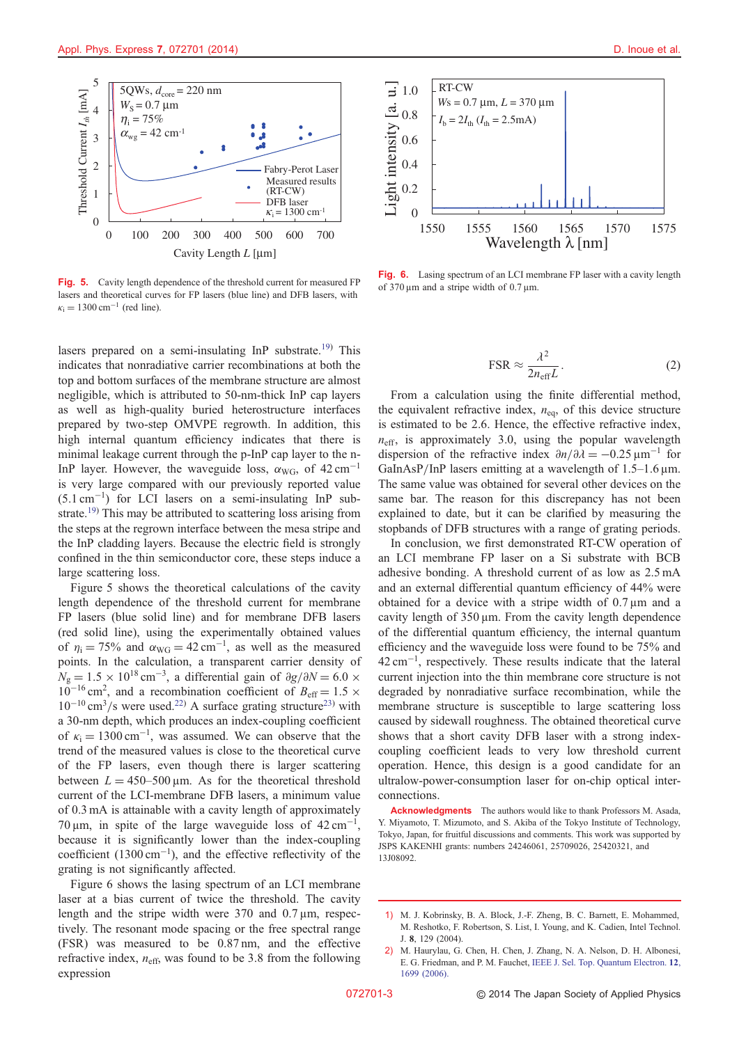Fig. 5. Cavity length dependence of the threshold current for measured FP lasers and theoretical curves for FP lasers (blue line) and DFB lasers, with $\kappa_i = 1300\,\text{cm}^{-1}$ (red line).

Fig. 6. Lasing spectrum of an LCI membrane FP laser with a cavity length of 370 µm and a stripe width of 0.7 µm.

lasers prepared on a semi-insulating InP substrate.[19] This indicates that nonradiative carrier recombinations at both the top and bottom surfaces of the membrane structure are almost negligible, which is attributed to 50-nm-thick InP cap layers as well as high-quality buried heterostructure interfaces prepared by two-step OMVPE regrowth. In addition, this high internal quantum efficiency indicates that there is minimal leakage current through the p-InP cap layer to the n-InP layer. However, the waveguide loss, $\alpha_{WG}$, of $42\,\text{cm}^{-1}$ is very large compared with our previously reported value ($5.1\,\text{cm}^{-1}$) for LCI lasers on a semi-insulating InP substrate.[19] This may be attributed to scattering loss arising from the steps at the regrown interface between the mesa stripe and the InP cladding layers. Because the electric field is strongly confined in the thin semiconductor core, these steps induce a large scattering loss.

Figure 5 shows the theoretical calculations of the cavity length dependence of the threshold current for membrane FP lasers (blue solid line) and for membrane DFB lasers (red solid line), using the experimentally obtained values of $\eta_i = 75\%$ and $\alpha_{WG} = 42\,\text{cm}^{-1}$, as well as the measured points. In the calculation, a transparent carrier density of $N_g = 1.5 \times 10^{18}\,\text{cm}^{-3}$, a differential gain of $\partial g/\partial N = 6.0 \times 10^{-16}\,\text{cm}^2$, and a recombination coefficient of $B_{eff} = 1.5 \times 10^{-10}\,\text{cm}^3/\text{s}$ were used.[22] A surface grating structure[23] with a 30-nm depth, which produces an index-coupling coefficient of $\kappa_i = 1300\,\text{cm}^{-1}$, was assumed. We can observe that the trend of the measured values is close to the theoretical curve of the FP lasers, even though there is larger scattering between $L = 450$–$500\,\mu\text{m}$. As for the theoretical threshold current of the LCI-membrane DFB lasers, a minimum value of 0.3 mA is attainable with a cavity length of approximately 70 µm, in spite of the large waveguide loss of $42\,\text{cm}^{-1}$, because it is significantly lower than the index-coupling coefficient ($1300\,\text{cm}^{-1}$), and the effective reflectivity of the grating is not significantly affected.

Figure 6 shows the lasing spectrum of an LCI membrane laser at a bias current of twice the threshold. The cavity length and the stripe width were 370 and 0.7 µm, respectively. The resonant mode spacing or the free spectral range (FSR) was measured to be 0.87 nm, and the effective refractive index, $n_{eff}$, was found to be 3.8 from the following expression

$$\text{FSR} \approx \frac{\lambda^2}{2 n_{eff} L}. \tag{2}$$

From a calculation using the finite differential method, the equivalent refractive index, $n_{eq}$, of this device structure is estimated to be 2.6. Hence, the effective refractive index, $n_{eff}$, is approximately 3.0, using the popular wavelength dispersion of the refractive index $\partial n/\partial \lambda = -0.25\,\mu\text{m}^{-1}$ for GaInAsP/InP lasers emitting at a wavelength of 1.5–1.6 µm. The same value was obtained for several other devices on the same bar. The reason for this discrepancy has not been explained to date, but it can be clarified by measuring the stopbands of DFB structures with a range of grating periods.

In conclusion, we first demonstrated RT-CW operation of an LCI membrane FP laser on a Si substrate with BCB adhesive bonding. A threshold current of as low as 2.5 mA and an external differential quantum efficiency of 44% were obtained for a device with a stripe width of 0.7 µm and a cavity length of 350 µm. From the cavity length dependence of the differential quantum efficiency, the internal quantum efficiency and the waveguide loss were found to be 75% and $42\,\text{cm}^{-1}$, respectively. These results indicate that the lateral current injection into the thin membrane core structure is not degraded by nonradiative surface recombination, while the membrane structure is susceptible to large scattering loss caused by sidewall roughness. The obtained theoretical curve shows that a short cavity DFB laser with a strong index-coupling coefficient leads to very low threshold current operation. Hence, this design is a good candidate for an ultralow-power-consumption laser for on-chip optical interconnections.

**Acknowledgments** The authors would like to thank Professors M. Asada, Y. Miyamoto, T. Mizumoto, and S. Akiba of the Tokyo Institute of Technology, Tokyo, Japan, for fruitful discussions and comments. This work was supported by JSPS KAKENHI grants: numbers 24246061, 25709026, 25420321, and 13J08092.

1) M. J. Kobrinsky, B. A. Block, J.-F. Zheng, B. C. Barnett, E. Mohammed, M. Reshotko, F. Robertson, S. List, I. Young, and K. Cadien, Intel Technol. J. **8**, 129 (2004).
2) M. Haurylau, G. Chen, H. Chen, J. Zhang, N. A. Nelson, D. H. Albonesi, E. G. Friedman, and P. M. Fauchet, IEEE J. Sel. Top. Quantum Electron. **12**, 1699 (2006).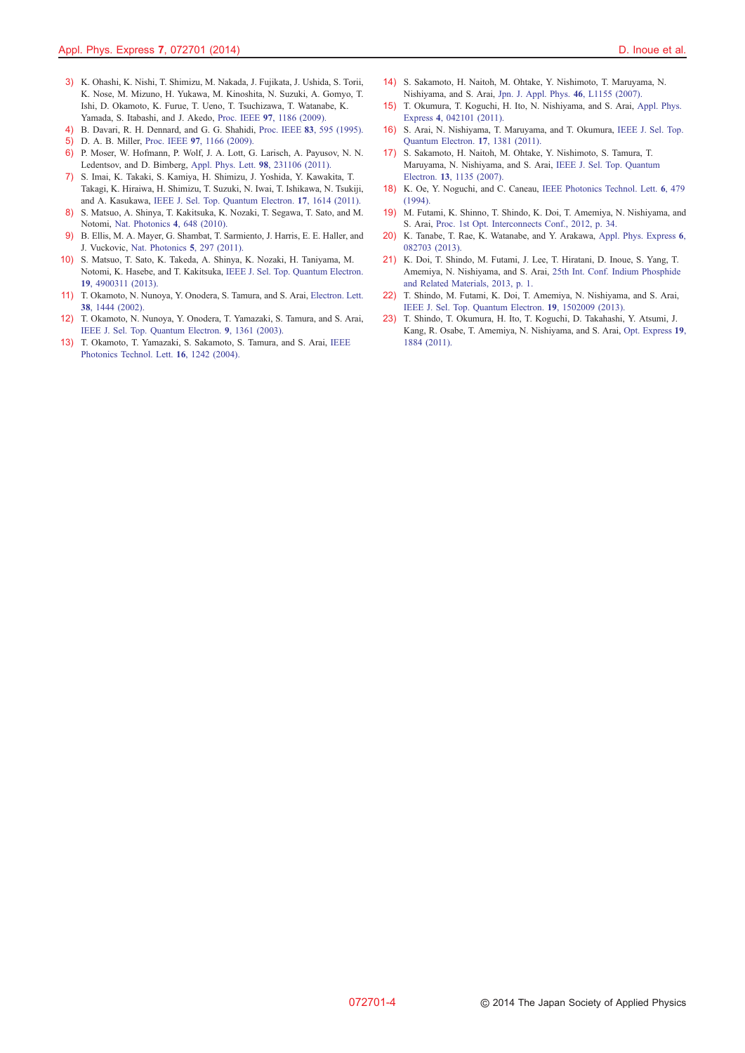3) K. Ohashi, K. Nishi, T. Shimizu, M. Nakada, J. Fujikata, J. Ushida, S. Torii, K. Nose, M. Mizuno, H. Yukawa, M. Kinoshita, N. Suzuki, A. Gomyo, T. Ishi, D. Okamoto, K. Furue, T. Ueno, T. Tsuchizawa, T. Watanabe, K. Yamada, S. Itabashi, and J. Akedo, Proc. IEEE **97**, 1186 (2009).
4) B. Davari, R. H. Dennard, and G. G. Shahidi, Proc. IEEE **83**, 595 (1995).
5) D. A. B. Miller, Proc. IEEE **97**, 1166 (2009).
6) P. Moser, W. Hofmann, P. Wolf, J. A. Lott, G. Larisch, A. Payusov, N. N. Ledentsov, and D. Bimberg, Appl. Phys. Lett. **98**, 231106 (2011).
7) S. Imai, K. Takaki, S. Kamiya, H. Shimizu, J. Yoshida, Y. Kawakita, T. Takagi, K. Hiraiwa, H. Shimizu, T. Suzuki, N. Iwai, T. Ishikawa, N. Tsukiji, and A. Kasukawa, IEEE J. Sel. Top. Quantum Electron. **17**, 1614 (2011).
8) S. Matsuo, A. Shinya, T. Kakitsuka, K. Nozaki, T. Segawa, T. Sato, and M. Notomi, Nat. Photonics **4**, 648 (2010).
9) B. Ellis, M. A. Mayer, G. Shambat, T. Sarmiento, J. Harris, E. E. Haller, and J. Vuckovic, Nat. Photonics **5**, 297 (2011).
10) S. Matsuo, T. Sato, K. Takeda, A. Shinya, K. Nozaki, H. Taniyama, M. Notomi, K. Hasebe, and T. Kakitsuka, IEEE J. Sel. Top. Quantum Electron. **19**, 4900311 (2013).
11) T. Okamoto, N. Nunoya, Y. Onodera, S. Tamura, and S. Arai, Electron. Lett. **38**, 1444 (2002).
12) T. Okamoto, N. Nunoya, Y. Onodera, T. Yamazaki, S. Tamura, and S. Arai, IEEE J. Sel. Top. Quantum Electron. **9**, 1361 (2003).
13) T. Okamoto, T. Yamazaki, S. Sakamoto, S. Tamura, and S. Arai, IEEE Photonics Technol. Lett. **16**, 1242 (2004).
14) S. Sakamoto, H. Naitoh, M. Ohtake, Y. Nishimoto, T. Maruyama, N. Nishiyama, and S. Arai, Jpn. J. Appl. Phys. **46**, L1155 (2007).
15) T. Okumura, T. Koguchi, H. Ito, N. Nishiyama, and S. Arai, Appl. Phys. Express **4**, 042101 (2011).
16) S. Arai, N. Nishiyama, T. Maruyama, and T. Okumura, IEEE J. Sel. Top. Quantum Electron. **17**, 1381 (2011).
17) S. Sakamoto, H. Naitoh, M. Ohtake, Y. Nishimoto, S. Tamura, T. Maruyama, N. Nishiyama, and S. Arai, IEEE J. Sel. Top. Quantum Electron. **13**, 1135 (2007).
18) K. Oe, Y. Noguchi, and C. Caneau, IEEE Photonics Technol. Lett. **6**, 479 (1994).
19) M. Futami, K. Shinno, T. Shindo, K. Doi, T. Amemiya, N. Nishiyama, and S. Arai, Proc. 1st Opt. Interconnects Conf., 2012, p. 34.
20) K. Tanabe, T. Rae, K. Watanabe, and Y. Arakawa, Appl. Phys. Express **6**, 082703 (2013).
21) K. Doi, T. Shindo, M. Futami, J. Lee, T. Hiratani, D. Inoue, S. Yang, T. Amemiya, N. Nishiyama, and S. Arai, 25th Int. Conf. Indium Phosphide and Related Materials, 2013, p. 1.
22) T. Shindo, M. Futami, K. Doi, T. Amemiya, N. Nishiyama, and S. Arai, IEEE J. Sel. Top. Quantum Electron. **19**, 1502009 (2013).
23) T. Shindo, T. Okumura, H. Ito, T. Koguchi, D. Takahashi, Y. Atsumi, J. Kang, R. Osabe, T. Amemiya, N. Nishiyama, and S. Arai, Opt. Express **19**, 1884 (2011).